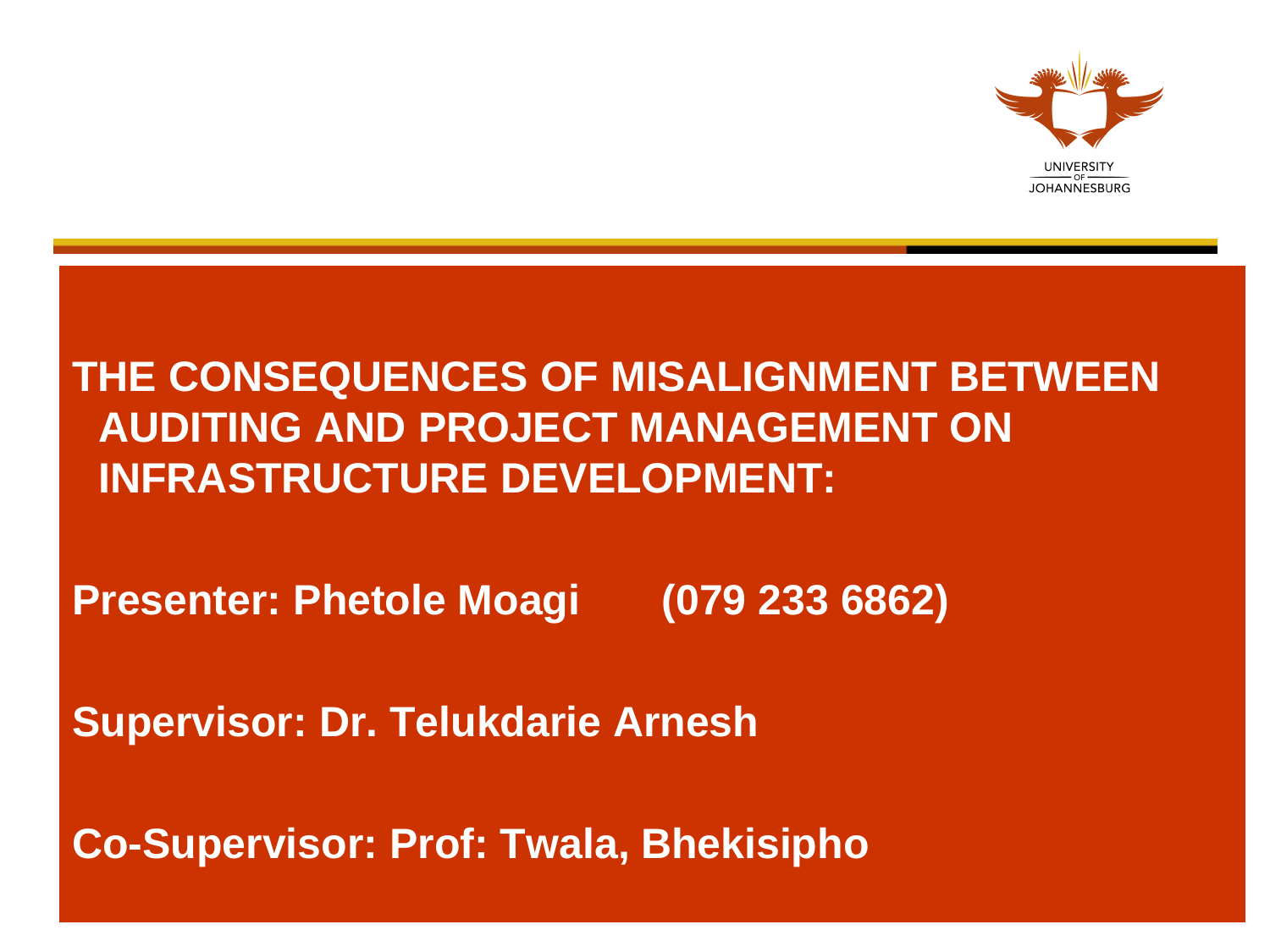UNIVERSITY OF JOHANNESBURG

# THE CONSEQUENCES OF MISALIGNMENT BETWEEN AUDITING AND PROJECT MANAGEMENT ON INFRASTRUCTURE DEVELOPMENT:

**Presenter: Phetole Moagi (079 233 6862)**

**Supervisor: Dr. Telukdarie Arnesh**

**Co-Supervisor: Prof: Twala, Bhekisipho**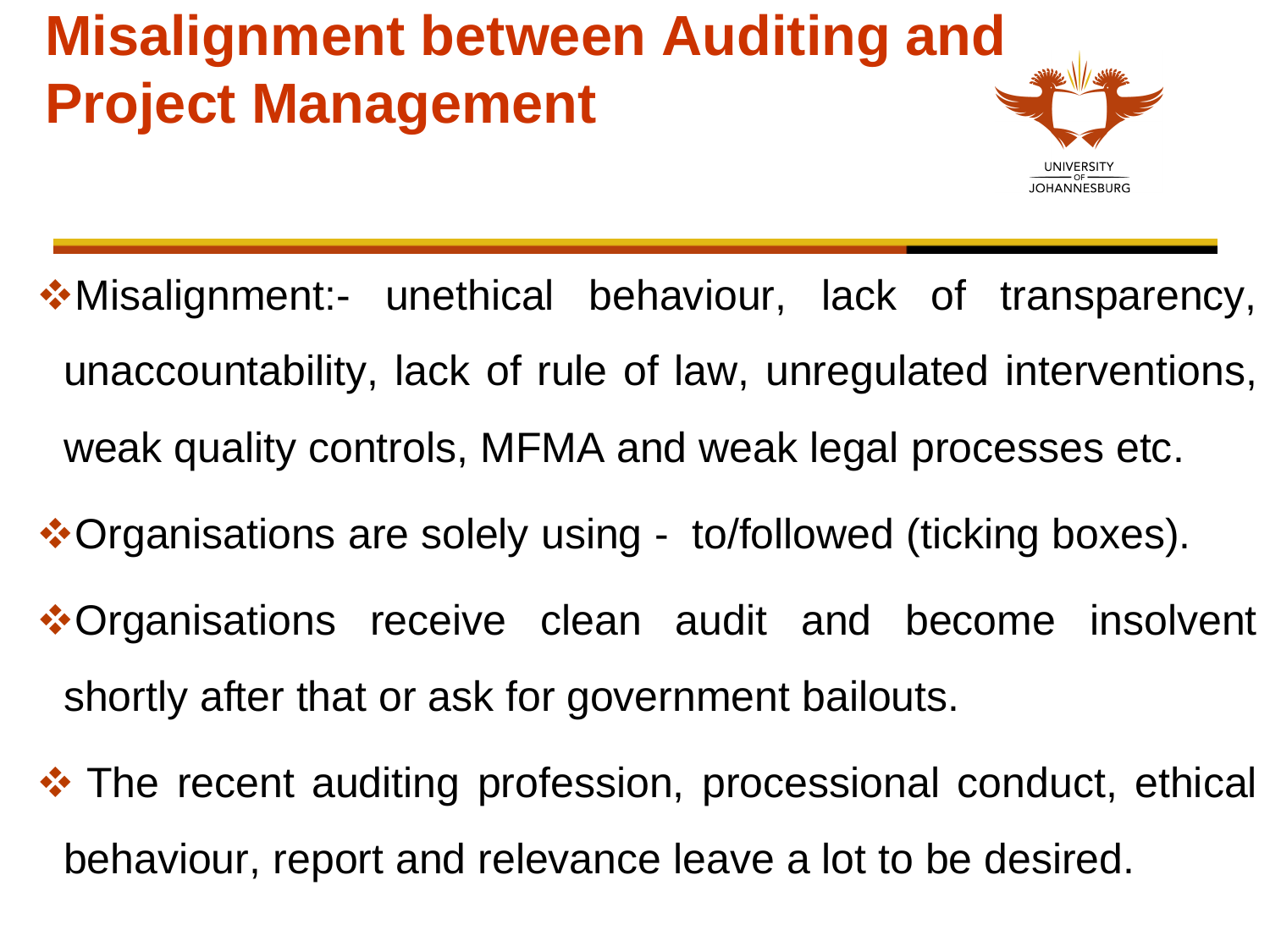# Misalignment between Auditing and Project Management

- Misalignment:- unethical behaviour, lack of transparency, unaccountability, lack of rule of law, unregulated interventions, weak quality controls, MFMA and weak legal processes etc.
- Organisations are solely using - to/followed (ticking boxes).
- Organisations receive clean audit and become insolvent shortly after that or ask for government bailouts.
- The recent auditing profession, processional conduct, ethical behaviour, report and relevance leave a lot to be desired.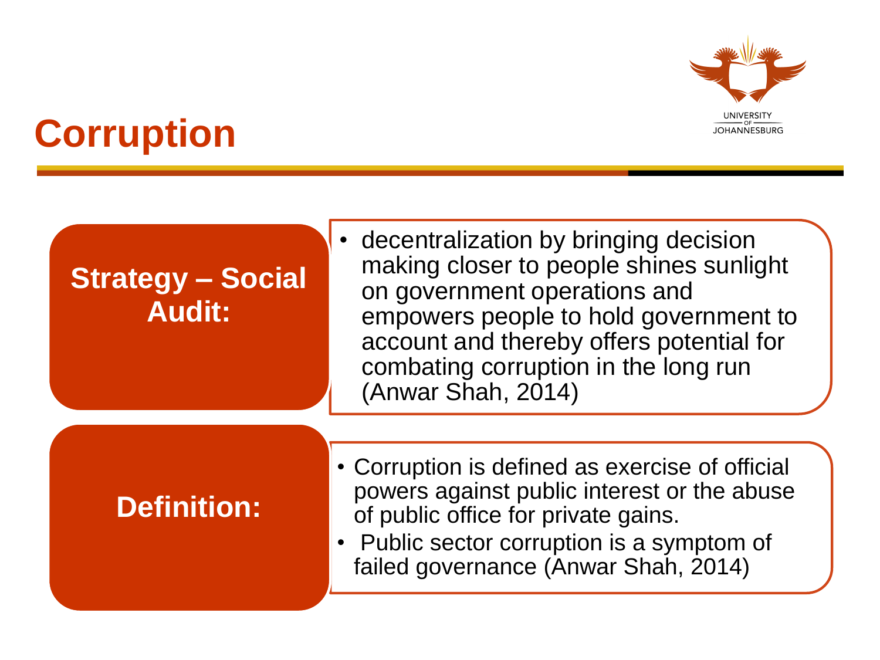# Corruption

**Strategy – Social Audit:**

- decentralization by bringing decision making closer to people shines sunlight on government operations and empowers people to hold government to account and thereby offers potential for combating corruption in the long run (Anwar Shah, 2014)

**Definition:**

- Corruption is defined as exercise of official powers against public interest or the abuse of public office for private gains.
- Public sector corruption is a symptom of failed governance (Anwar Shah, 2014)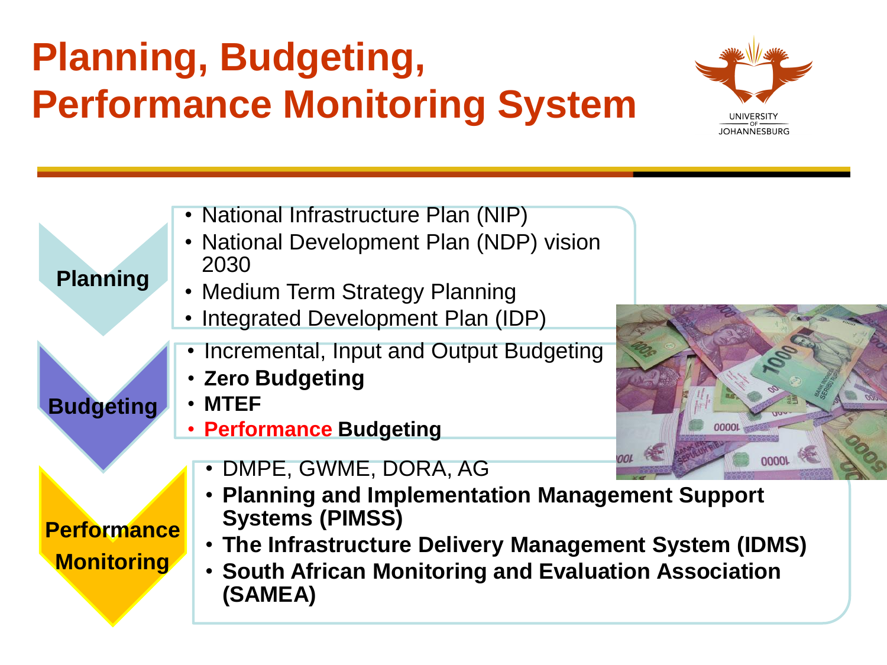# Planning, Budgeting, Performance Monitoring System

**Planning**

- National Infrastructure Plan (NIP)
- National Development Plan (NDP) vision 2030
- Medium Term Strategy Planning
- Integrated Development Plan (IDP)

**Budgeting**

- Incremental, Input and Output Budgeting
- **Zero Budgeting**
- **MTEF**
- **Performance Budgeting**

**Performance Monitoring**

- DMPE, GWME, DORA, AG
- **Planning and Implementation Management Support Systems (PIMSS)**
- **The Infrastructure Delivery Management System (IDMS)**
- **South African Monitoring and Evaluation Association (SAMEA)**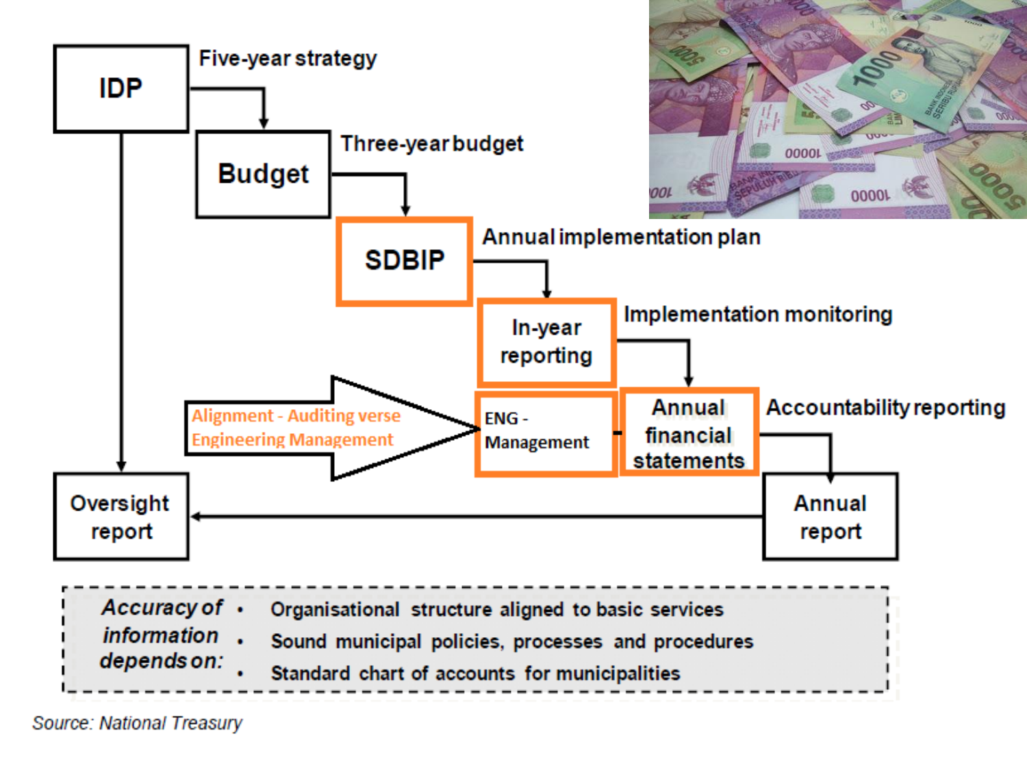IDP — Five-year strategy

Budget — Three-year budget

SDBIP — Annual implementation plan

In-year reporting — Implementation monitoring

Alignment - Auditing verse Engineering Management → ENG - Management

Annual financial statements — Accountability reporting

Annual report

Oversight report

*Accuracy of information depends on:*

- Organisational structure aligned to basic services
- Sound municipal policies, processes and procedures
- Standard chart of accounts for municipalities

*Source: National Treasury*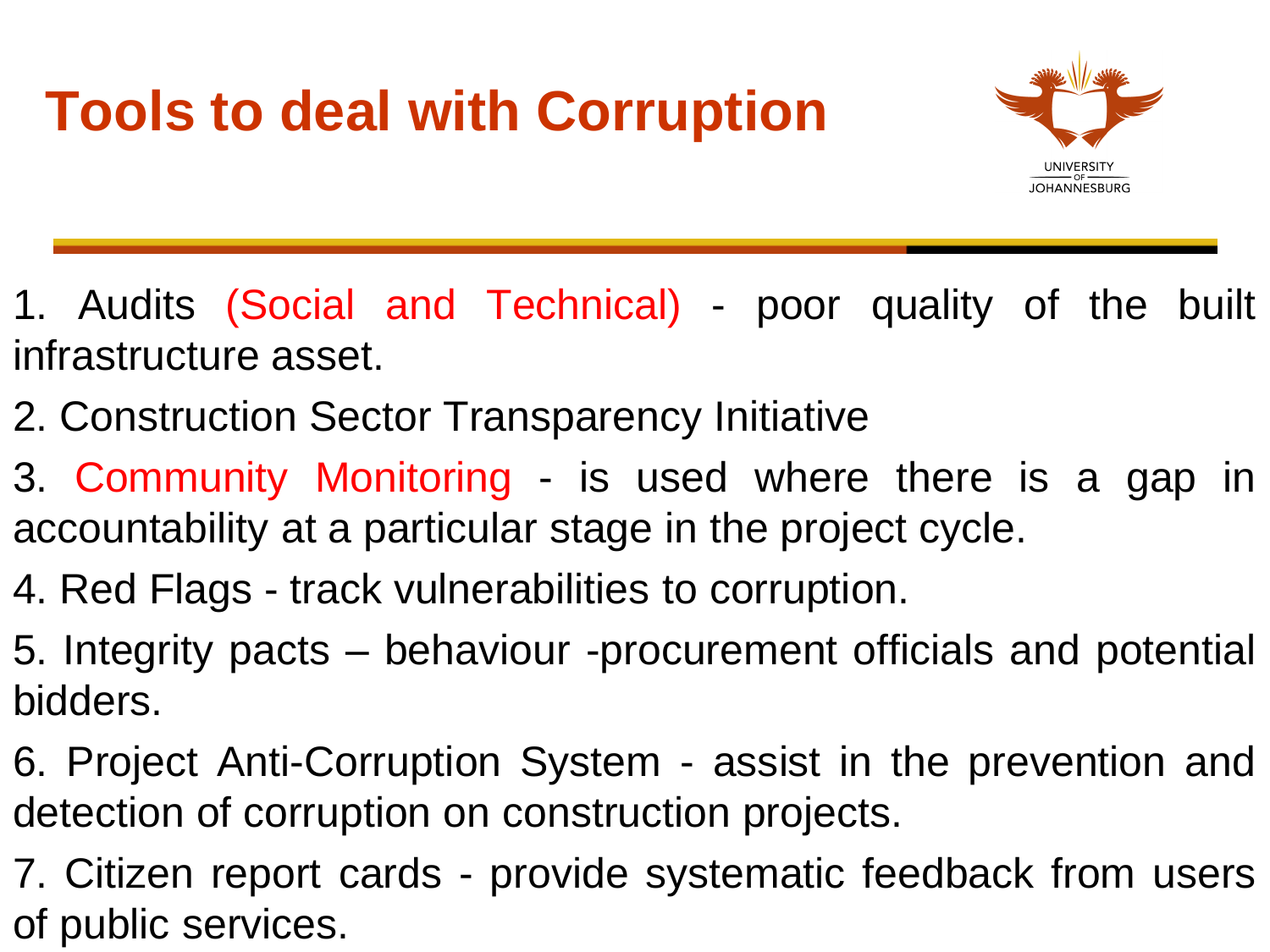# Tools to deal with Corruption

1. Audits (Social and Technical) - poor quality of the built infrastructure asset.

2. Construction Sector Transparency Initiative

3. Community Monitoring - is used where there is a gap in accountability at a particular stage in the project cycle.

4. Red Flags - track vulnerabilities to corruption.

5. Integrity pacts – behaviour -procurement officials and potential bidders.

6. Project Anti-Corruption System - assist in the prevention and detection of corruption on construction projects.

7. Citizen report cards - provide systematic feedback from users of public services.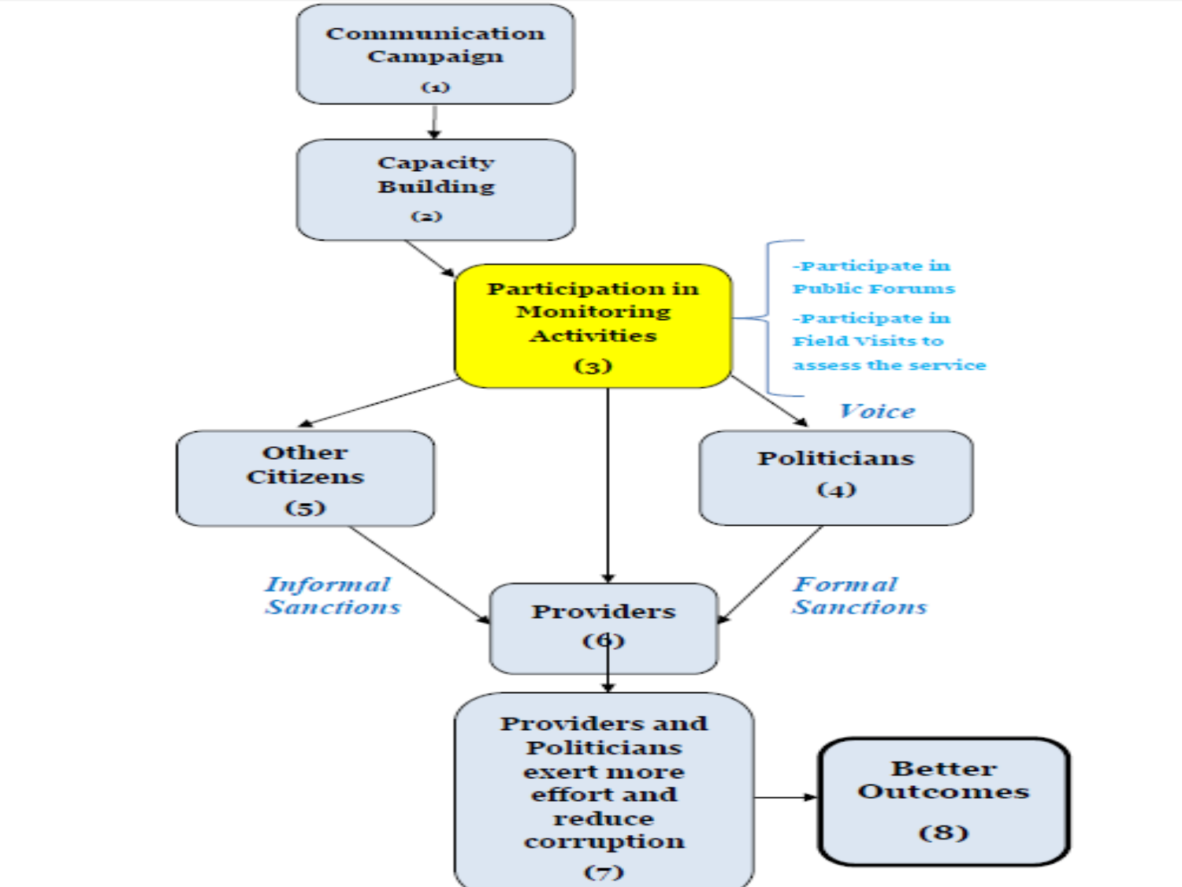Communication Campaign
(1)

Capacity Building
(2)

Participation in Monitoring Activities
(3)

- Participate in Public Forums
- Participate in Field Visits to assess the service

*Voice*

Other Citizens
(5)

Politicians
(4)

*Informal Sanctions*

*Formal Sanctions*

Providers
(6)

Providers and Politicians exert more effort and reduce corruption
(7)

Better Outcomes
(8)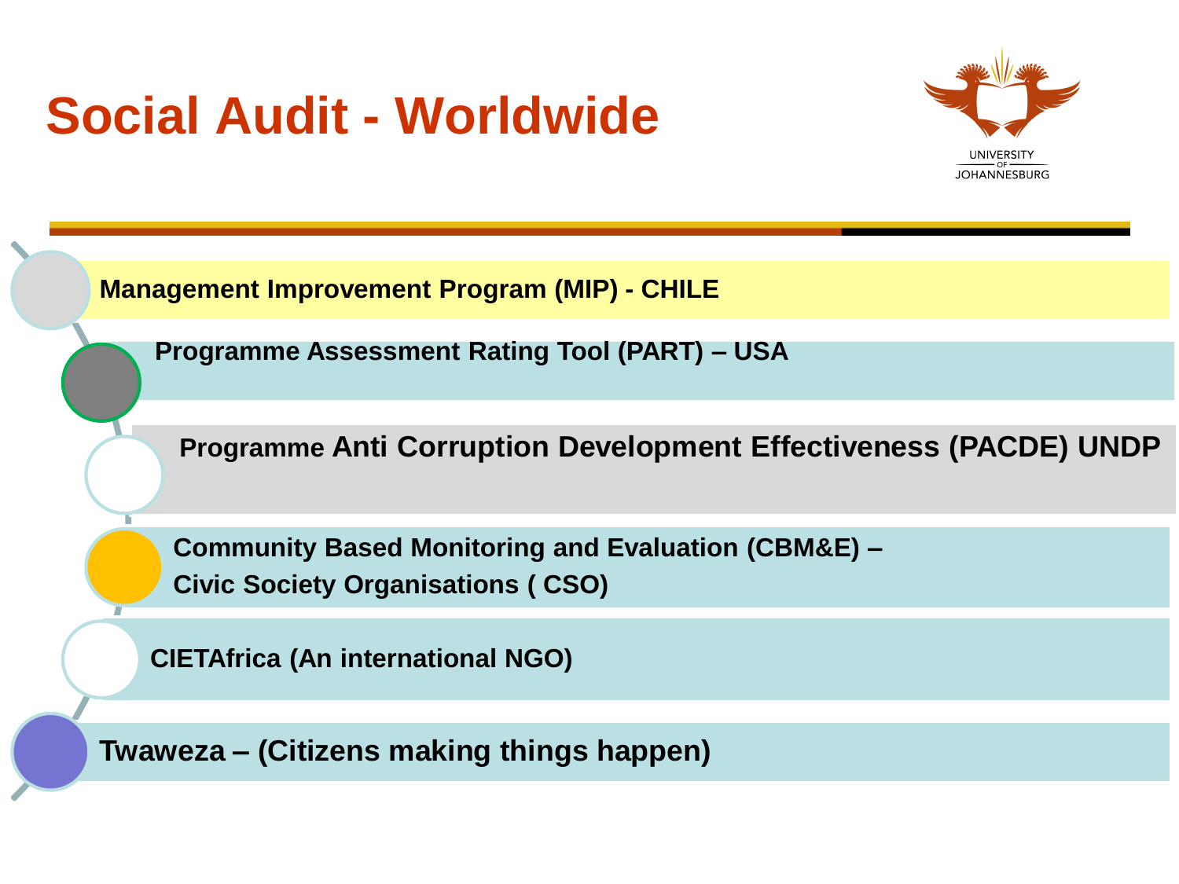# Social Audit - Worldwide

- **Management Improvement Program (MIP) - CHILE**
- **Programme Assessment Rating Tool (PART) – USA**
- **Programme Anti Corruption Development Effectiveness (PACDE) UNDP**
- **Community Based Monitoring and Evaluation (CBM&E) – Civic Society Organisations ( CSO)**
- **CIETAfrica (An international NGO)**
- **Twaweza – (Citizens making things happen)**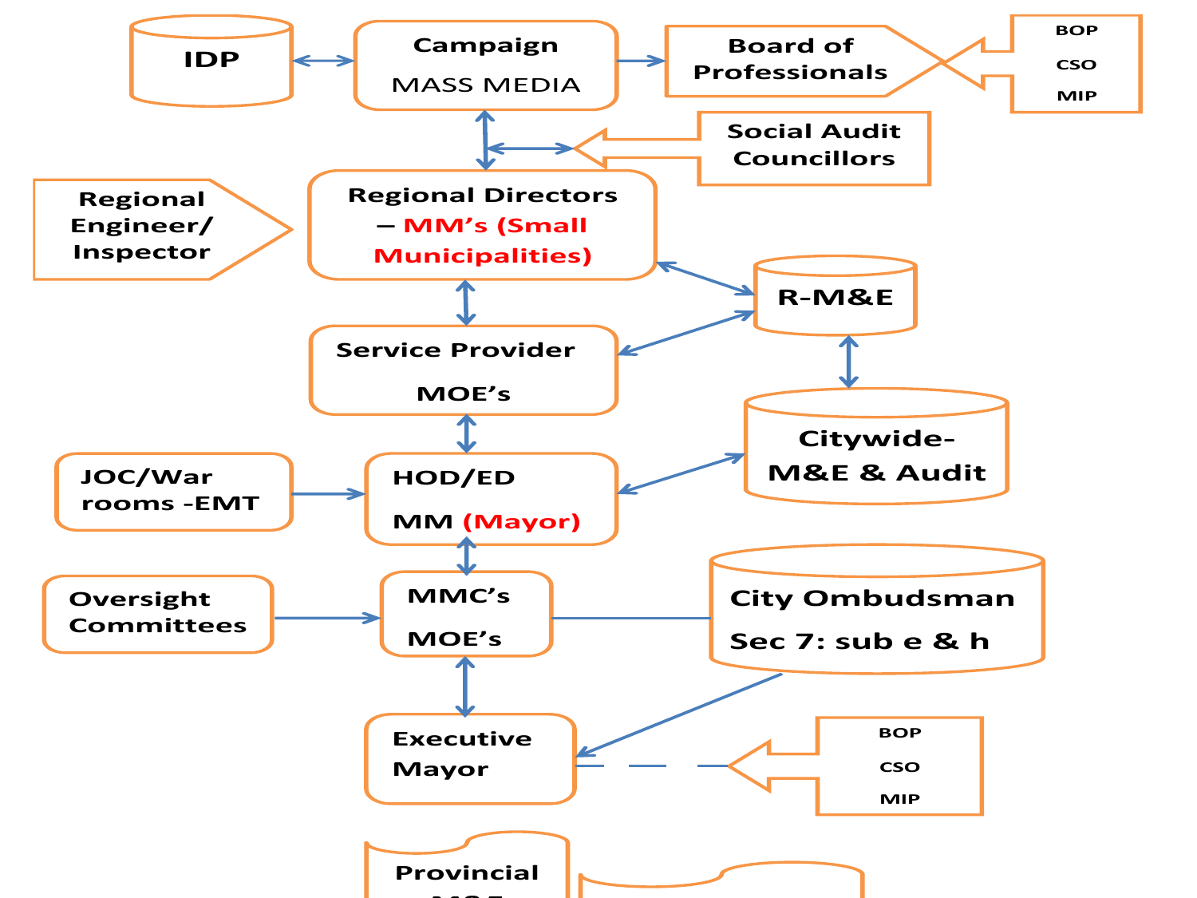IDP

Campaign

MASS MEDIA

Board of Professionals

BOP

CSO

MIP

Social Audit Councillors

Regional Engineer/ Inspector

Regional Directors – MM's (Small Municipalities)

R-M&E

Service Provider

MOE's

Citywide- M&E & Audit

JOC/War rooms -EMT

HOD/ED

MM (Mayor)

Oversight Committees

MMC's

MOE's

City Ombudsman

Sec 7: sub e & h

Executive Mayor

BOP

CSO

MIP

Provincial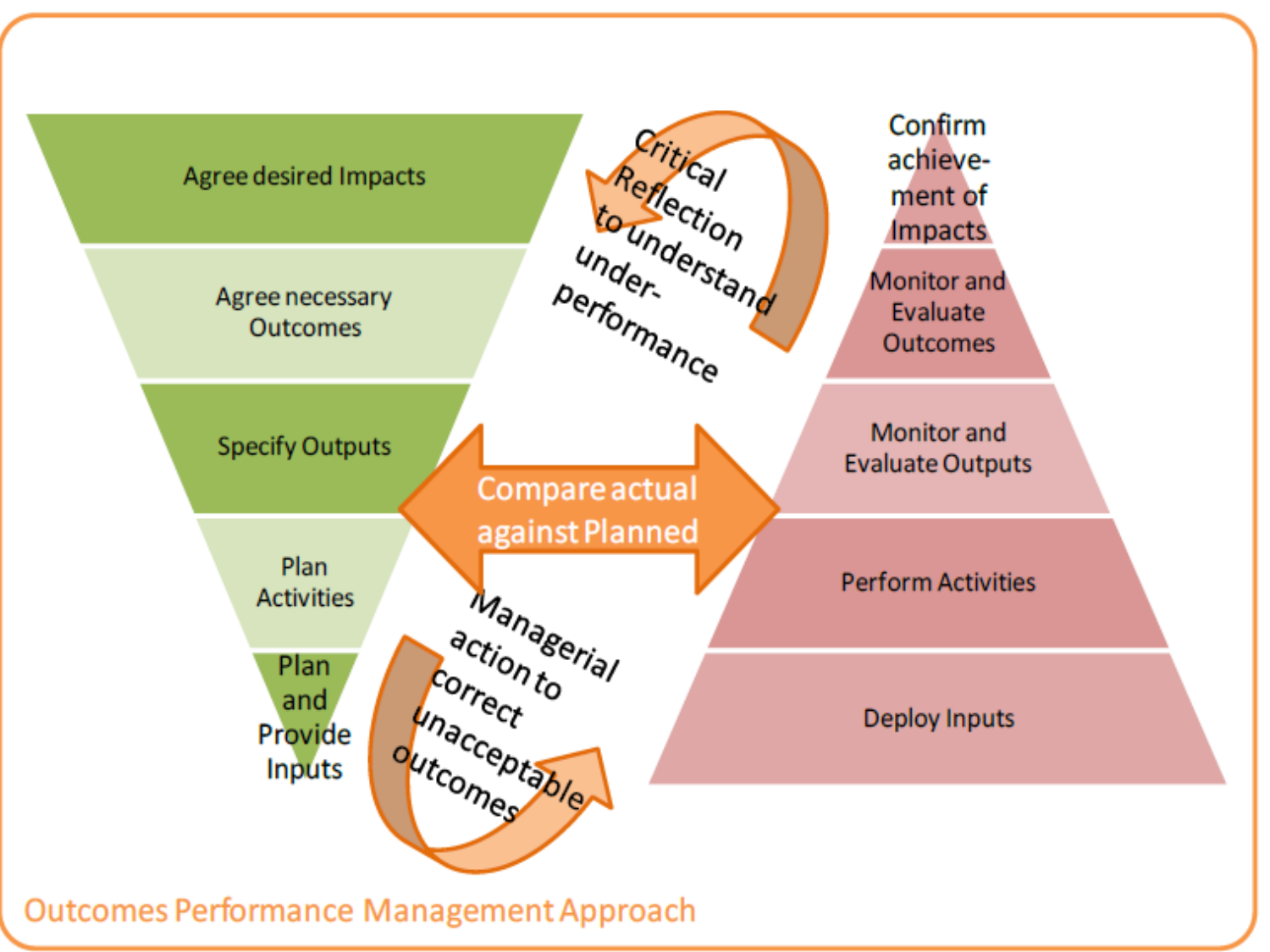Agree desired Impacts

Agree necessary Outcomes

Specify Outputs

Plan Activities

Plan and Provide Inputs

Critical Reflection to understand under-performance

Compare actual against Planned

Managerial action to correct unacceptable outcomes

Confirm achievement of Impacts

Monitor and Evaluate Outcomes

Monitor and Evaluate Outputs

Perform Activities

Deploy Inputs

Outcomes Performance Management Approach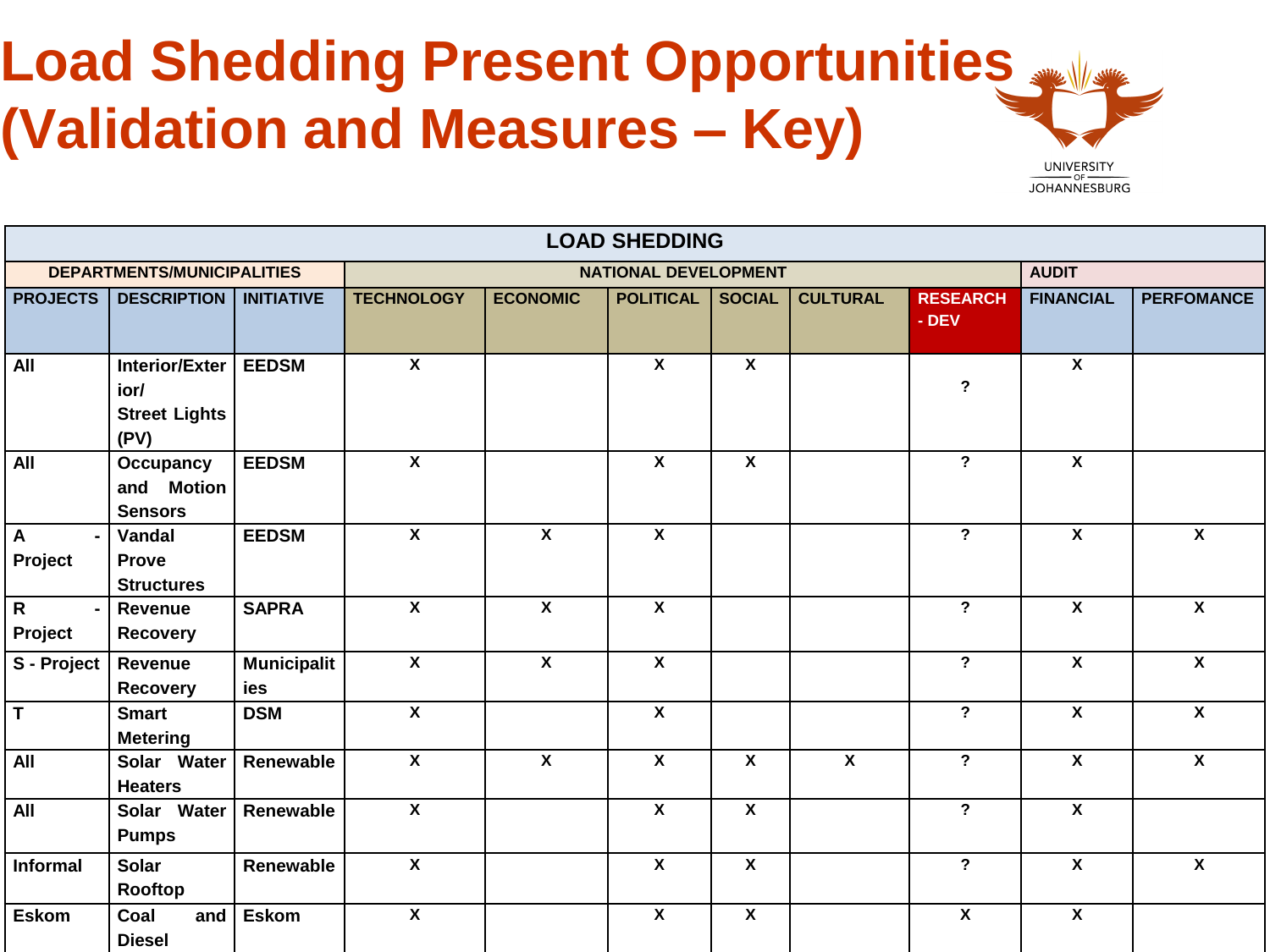# Load Shedding Present Opportunities (Validation and Measures – Key)

| LOAD SHEDDING | | | | | | | | | | |
|---|---|---|---|---|---|---|---|---|---|---|
| DEPARTMENTS/MUNICIPALITIES | | | NATIONAL DEVELOPMENT | | | | | | AUDIT | |
| PROJECTS | DESCRIPTION | INITIATIVE | TECHNOLOGY | ECONOMIC | POLITICAL | SOCIAL | CULTURAL | RESEARCH - DEV | FINANCIAL | PERFOMANCE |
| All | Interior/Exterior/ Street Lights (PV) | EEDSM | X | | X | X | | ? | X | |
| All | Occupancy and Motion Sensors | EEDSM | X | | X | X | | ? | X | |
| A - Project | Vandal Prove Structures | EEDSM | X | X | X | | | ? | X | X |
| R - Project | Revenue Recovery | SAPRA | X | X | X | | | ? | X | X |
| S - Project | Revenue Recovery | Municipalities | X | X | X | | | ? | X | X |
| T | Smart Metering | DSM | X | | X | | | ? | X | X |
| All | Solar Water Heaters | Renewable | X | X | X | X | X | ? | X | X |
| All | Solar Water Pumps | Renewable | X | | X | X | | ? | X | |
| Informal | Solar Rooftop | Renewable | X | | X | X | | ? | X | X |
| Eskom | Coal and Diesel | Eskom | X | | X | X | | X | X | |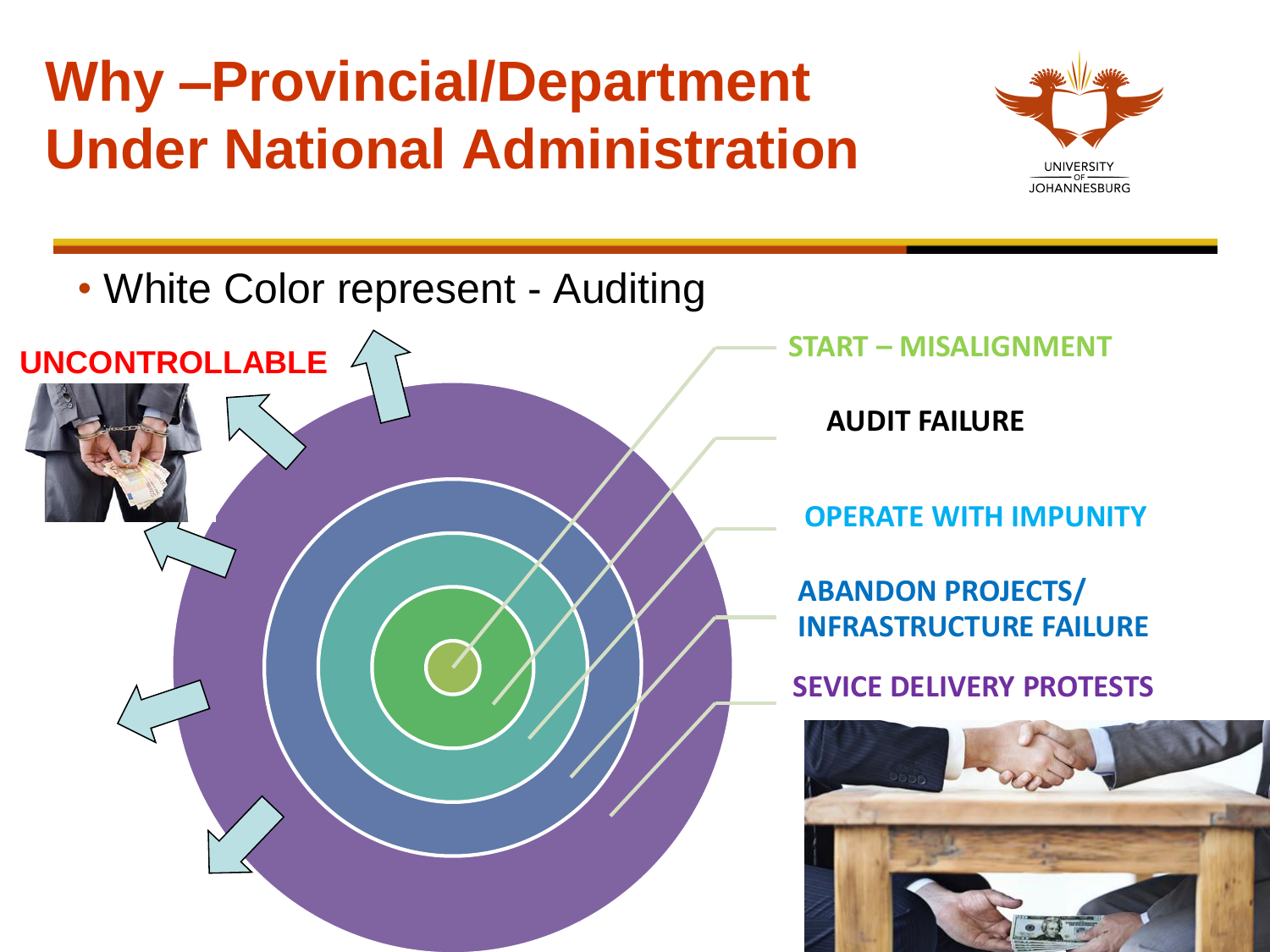# Why –Provincial/Department Under National Administration

- White Color represent - Auditing

UNCONTROLLABLE

START – MISALIGNMENT

AUDIT FAILURE

OPERATE WITH IMPUNITY

ABANDON PROJECTS/ INFRASTRUCTURE FAILURE

SEVICE DELIVERY PROTESTS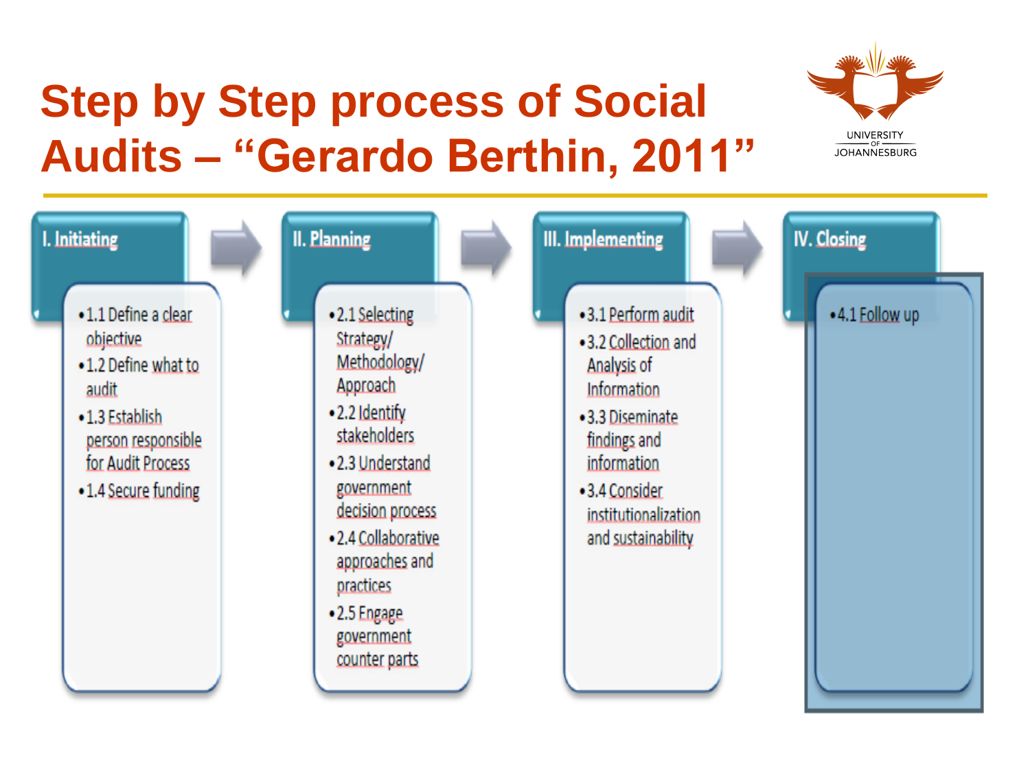# Step by Step process of Social Audits – "Gerardo Berthin, 2011"

## I. Initiating

- 1.1 Define a clear objective
- 1.2 Define what to audit
- 1.3 Establish person responsible for Audit Process
- 1.4 Secure funding

## II. Planning

- 2.1 Selecting Strategy/ Methodology/ Approach
- 2.2 Identify stakeholders
- 2.3 Understand government decision process
- 2.4 Collaborative approaches and practices
- 2.5 Engage government counter parts

## III. Implementing

- 3.1 Perform audit
- 3.2 Collection and Analysis of Information
- 3.3 Diseminate findings and information
- 3.4 Consider institutionalization and sustainability

## IV. Closing

- 4.1 Follow up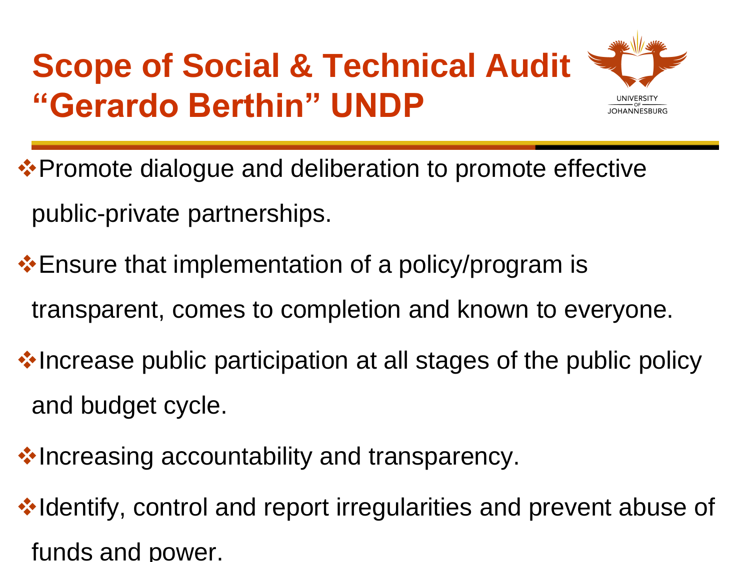# Scope of Social & Technical Audit "Gerardo Berthin" UNDP

- Promote dialogue and deliberation to promote effective public-private partnerships.
- Ensure that implementation of a policy/program is transparent, comes to completion and known to everyone.
- Increase public participation at all stages of the public policy and budget cycle.
- Increasing accountability and transparency.
- Identify, control and report irregularities and prevent abuse of funds and power.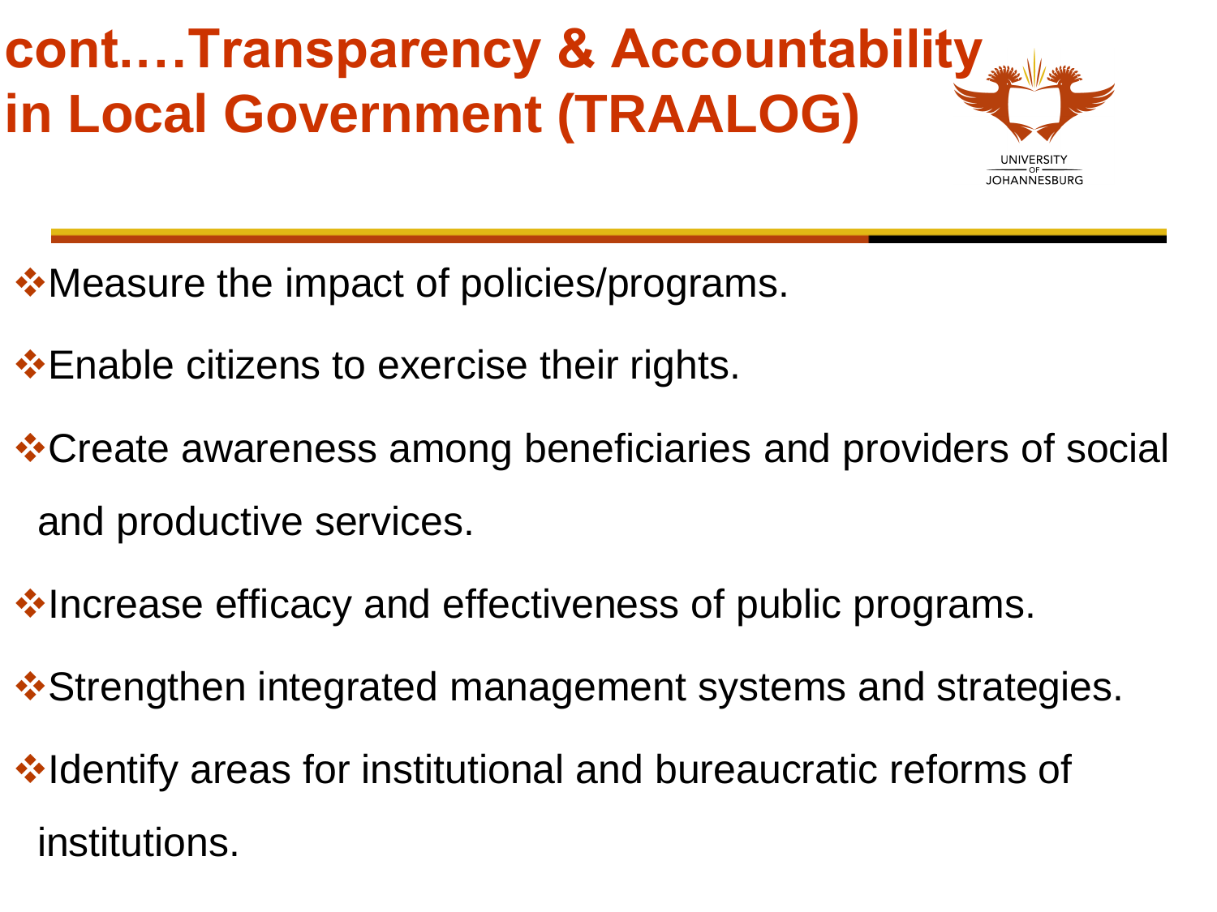# cont.…Transparency & Accountability in Local Government (TRAALOG)

- Measure the impact of policies/programs.
- Enable citizens to exercise their rights.
- Create awareness among beneficiaries and providers of social and productive services.
- Increase efficacy and effectiveness of public programs.
- Strengthen integrated management systems and strategies.
- Identify areas for institutional and bureaucratic reforms of institutions.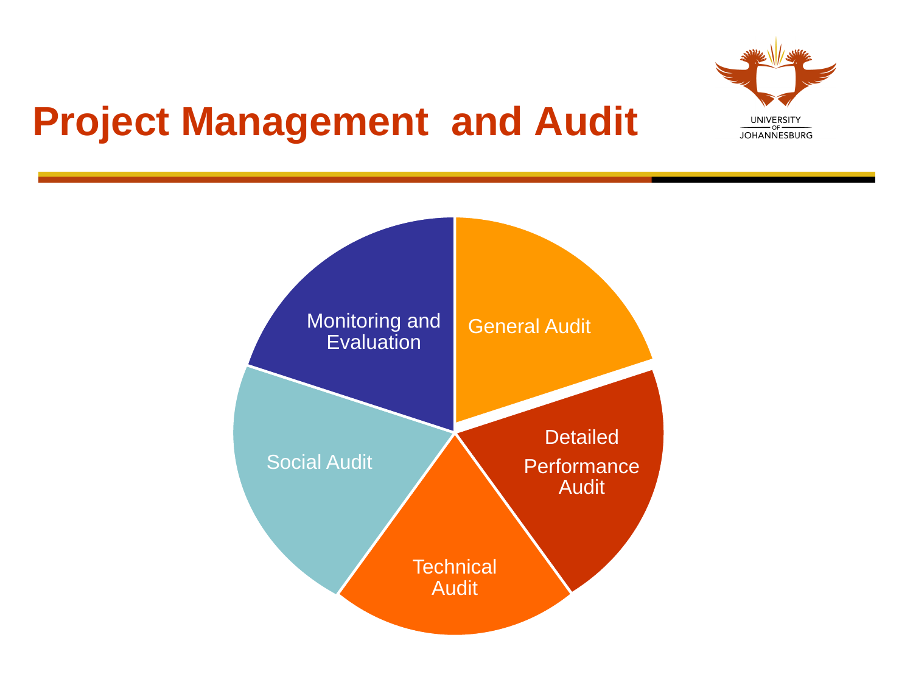# Project Management and Audit

- General Audit
- Detailed Performance Audit
- Technical Audit
- Social Audit
- Monitoring and Evaluation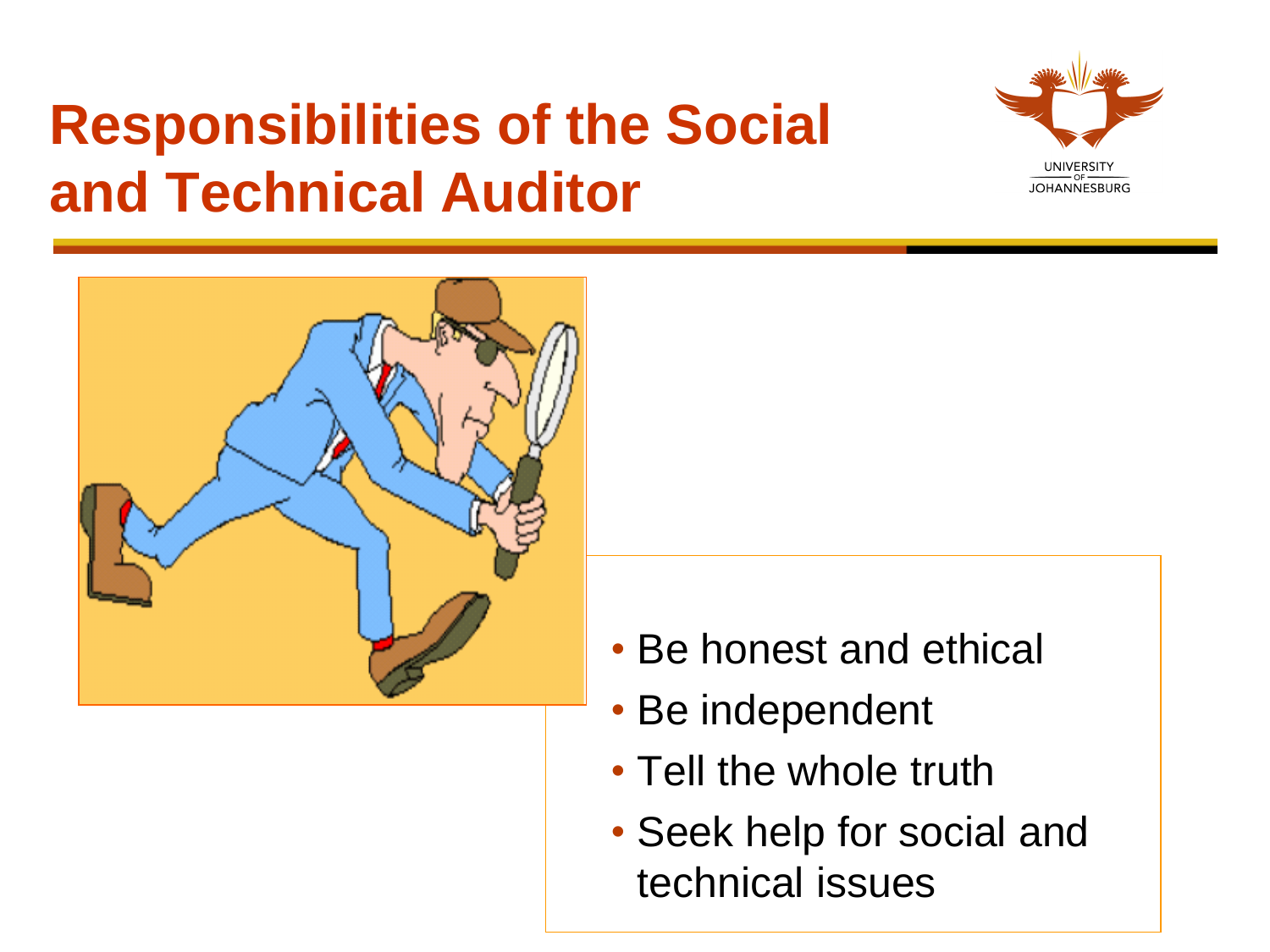# Responsibilities of the Social and Technical Auditor

- Be honest and ethical
- Be independent
- Tell the whole truth
- Seek help for social and technical issues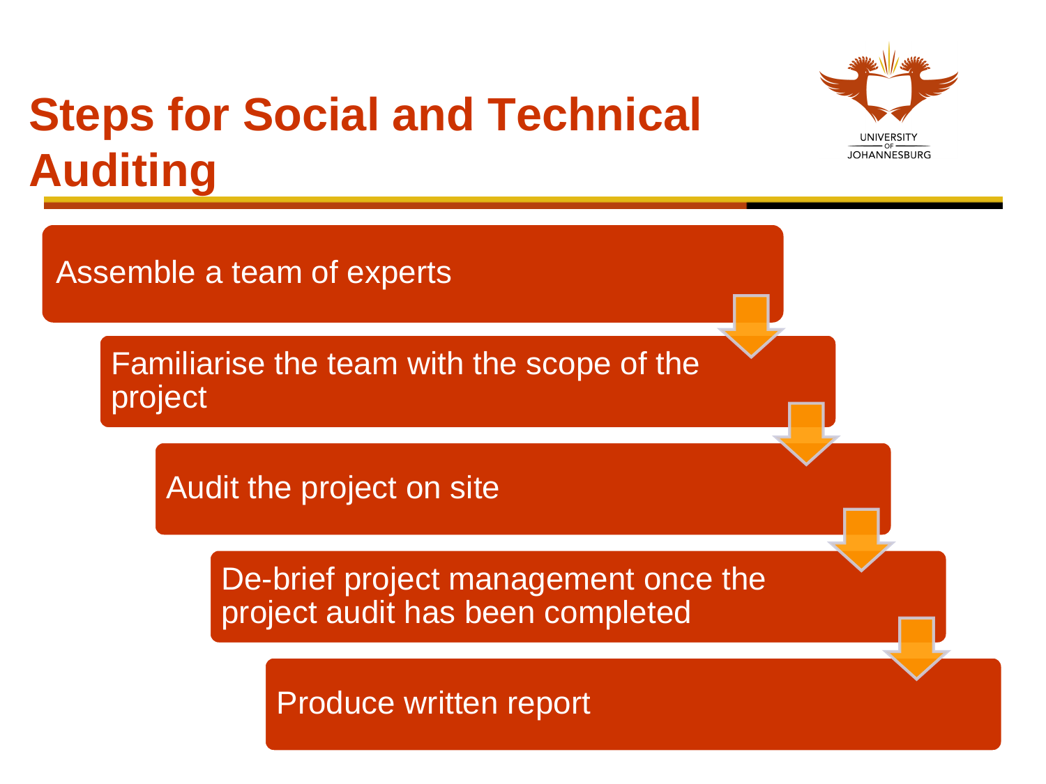# Steps for Social and Technical Auditing

1. Assemble a team of experts
2. Familiarise the team with the scope of the project
3. Audit the project on site
4. De-brief project management once the project audit has been completed
5. Produce written report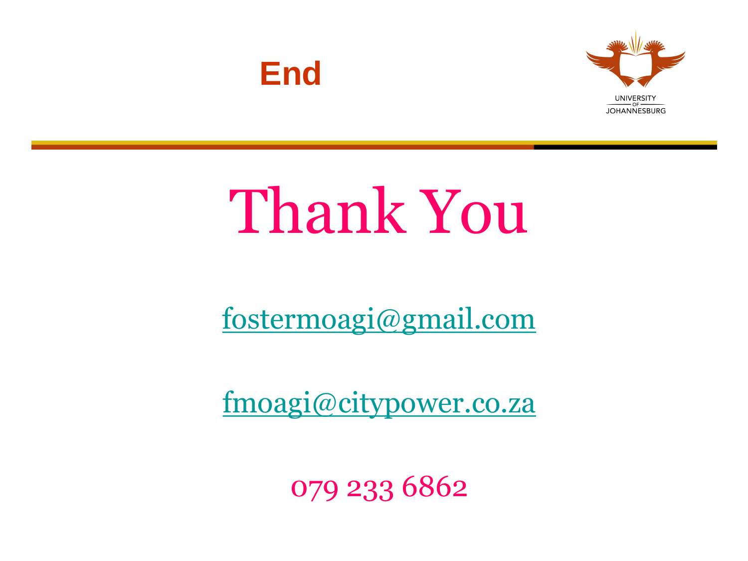# End

UNIVERSITY OF JOHANNESBURG

# Thank You

fostermoagi@gmail.com

fmoagi@citypower.co.za

079 233 6862